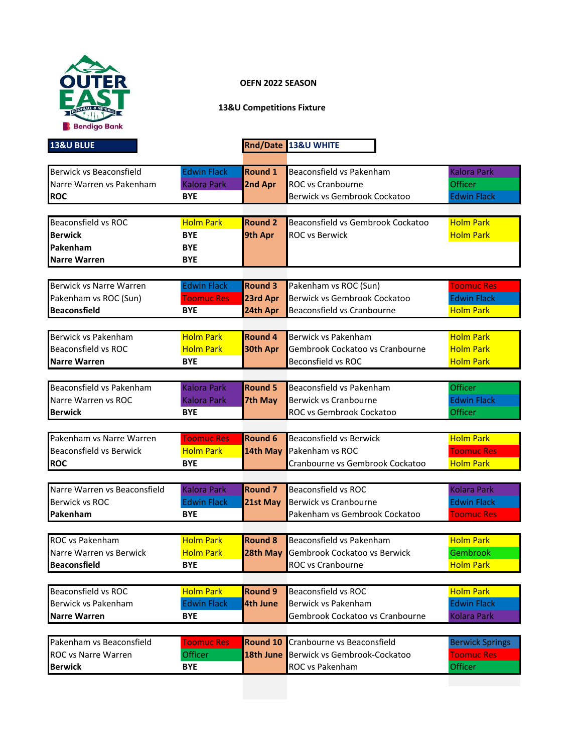**OEFN 2022 SEASON**

**13&U Competitions Fixture**

| 13&U BLUE | | Rnd/Date | 13&U WHITE | |
|---|---|---|---|---|
| Berwick vs Beaconsfield | Edwin Flack | **Round 1** | Beaconsfield vs Pakenham | Kalora Park |
| Narre Warren vs Pakenham | Kalora Park | **2nd Apr** | ROC vs Cranbourne | Officer |
| **ROC** | **BYE** | | Berwick vs Gembrook Cockatoo | Edwin Flack |
| Beaconsfield vs ROC | Holm Park | **Round 2** | Beaconsfield vs Gembrook Cockatoo | Holm Park |
| **Berwick** | **BYE** | **9th Apr** | ROC vs Berwick | Holm Park |
| **Pakenham** | **BYE** | | | |
| **Narre Warren** | **BYE** | | | |
| Berwick vs Narre Warren | Edwin Flack | **Round 3** | Pakenham vs ROC (Sun) | Toomuc Res |
| Pakenham vs ROC (Sun) | Toomuc Res | **23rd Apr** | Berwick vs Gembrook Cockatoo | Edwin Flack |
| **Beaconsfield** | **BYE** | **24th Apr** | Beaconsfield vs Cranbourne | Holm Park |
| Berwick vs Pakenham | Holm Park | **Round 4** | Berwick vs Pakenham | Holm Park |
| Beaconsfield vs ROC | Holm Park | **30th Apr** | Gembrook Cockatoo vs Cranbourne | Holm Park |
| **Narre Warren** | **BYE** | | Beconsfield vs ROC | Holm Park |
| Beaconsfield vs Pakenham | Kalora Park | **Round 5** | Beaconsfield vs Pakenham | Officer |
| Narre Warren vs ROC | Kalora Park | **7th May** | Berwick vs Cranbourne | Edwin Flack |
| **Berwick** | **BYE** | | ROC vs Gembrook Cockatoo | Officer |
| Pakenham vs Narre Warren | Toomuc Res | **Round 6** | Beaconsfield vs Berwick | Holm Park |
| Beaconsfield vs Berwick | Holm Park | **14th May** | Pakenham vs ROC | Toomuc Res |
| **ROC** | **BYE** | | Cranbourne vs Gembrook Cockatoo | Holm Park |
| Narre Warren vs Beaconsfield | Kalora Park | **Round 7** | Beaconsfield vs ROC | Kolara Park |
| Berwick vs ROC | Edwin Flack | **21st May** | Berwick vs Cranbourne | Edwin Flack |
| **Pakenham** | **BYE** | | Pakenham vs Gembrook Cockatoo | Toomuc Res |
| ROC vs Pakenham | Holm Park | **Round 8** | Beaconsfield vs Pakenham | Holm Park |
| Narre Warren vs Berwick | Holm Park | **28th May** | Gembrook Cockatoo vs Berwick | Gembrook |
| **Beaconsfield** | **BYE** | | ROC vs Cranbourne | Holm Park |
| Beaconsfield vs ROC | Holm Park | **Round 9** | Beaconsfield vs ROC | Holm Park |
| Berwick vs Pakenham | Edwin Flack | **4th June** | Berwick vs Pakenham | Edwin Flack |
| **Narre Warren** | **BYE** | | Gembrook Cockatoo vs Cranbourne | Kolara Park |
| Pakenham vs Beaconsfield | Toomuc Res | **Round 10** | Cranbourne vs Beaconsfield | Berwick Springs |
| ROC vs Narre Warren | Officer | **18th June** | Berwick vs Gembrook-Cockatoo | Toomuc Res |
| **Berwick** | **BYE** | | ROC vs Pakenham | Officer |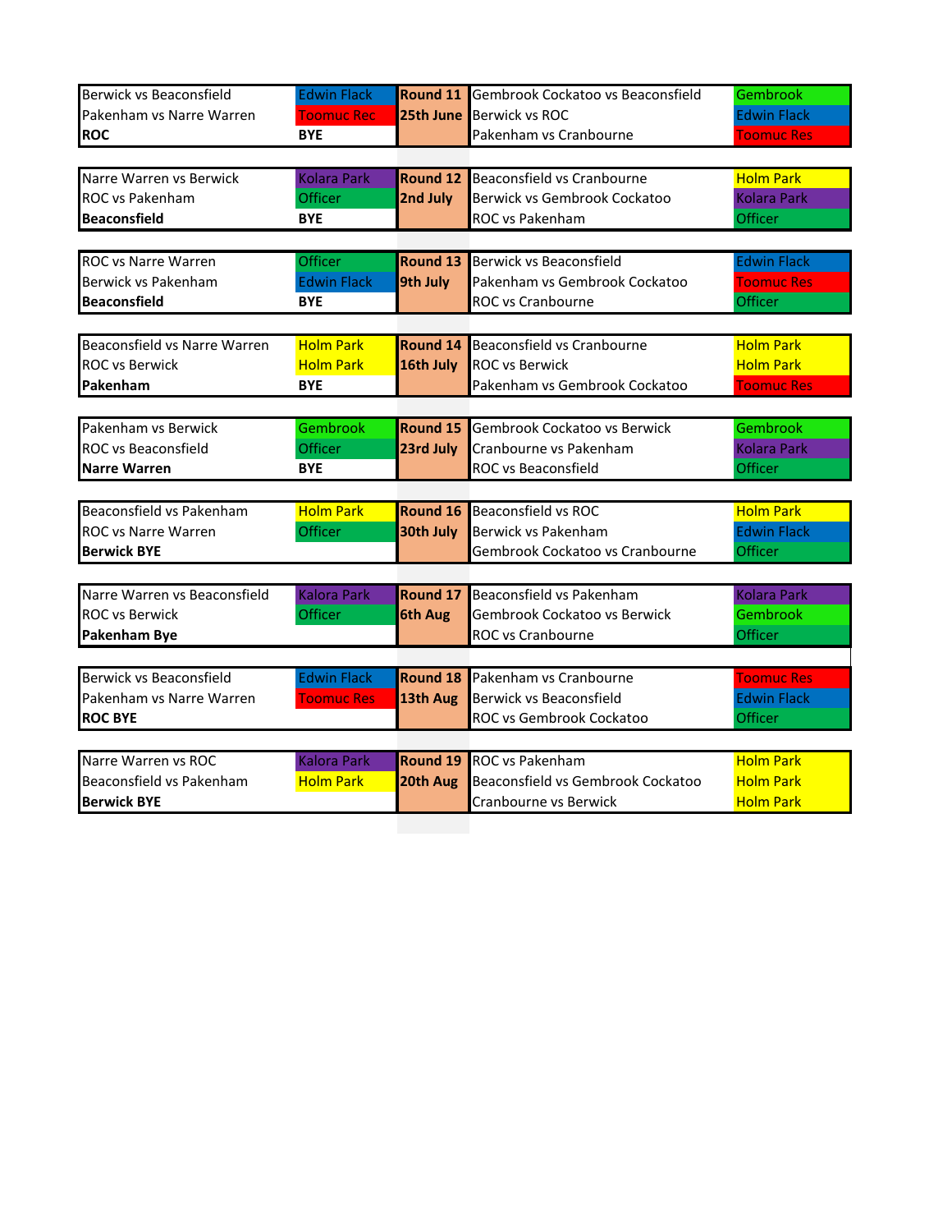| | | | | |
|---|---|---|---|---|
| Berwick vs Beaconsfield<br>Pakenham vs Narre Warren<br>**ROC** | Edwin Flack<br>Toomuc Rec<br>**BYE** | **Round 11**<br>**25th June** | Gembrook Cockatoo vs Beaconsfield<br>Berwick vs ROC<br>Pakenham vs Cranbourne | Gembrook<br>Edwin Flack<br>Toomuc Res |
| Narre Warren vs Berwick<br>ROC vs Pakenham<br>**Beaconsfield** | Kolara Park<br>Officer<br>**BYE** | **Round 12**<br>**2nd July** | Beaconsfield vs Cranbourne<br>Berwick vs Gembrook Cockatoo<br>ROC vs Pakenham | Holm Park<br>Kolara Park<br>Officer |
| ROC vs Narre Warren<br>Berwick vs Pakenham<br>**Beaconsfield** | Officer<br>Edwin Flack<br>**BYE** | **Round 13**<br>**9th July** | Berwick vs Beaconsfield<br>Pakenham vs Gembrook Cockatoo<br>ROC vs Cranbourne | Edwin Flack<br>Toomuc Res<br>Officer |
| Beaconsfield vs Narre Warren<br>ROC vs Berwick<br>**Pakenham** | Holm Park<br>Holm Park<br>**BYE** | **Round 14**<br>**16th July** | Beaconsfield vs Cranbourne<br>ROC vs Berwick<br>Pakenham vs Gembrook Cockatoo | Holm Park<br>Holm Park<br>Toomuc Res |
| Pakenham vs Berwick<br>ROC vs Beaconsfield<br>**Narre Warren** | Gembrook<br>Officer<br>**BYE** | **Round 15**<br>**23rd July** | Gembrook Cockatoo vs Berwick<br>Cranbourne vs Pakenham<br>ROC vs Beaconsfield | Gembrook<br>Kolara Park<br>Officer |
| Beaconsfield vs Pakenham<br>ROC vs Narre Warren<br>**Berwick BYE** | Holm Park<br>Officer | **Round 16**<br>**30th July** | Beaconsfield vs ROC<br>Berwick vs Pakenham<br>Gembrook Cockatoo vs Cranbourne | Holm Park<br>Edwin Flack<br>Officer |
| Narre Warren vs Beaconsfield<br>ROC vs Berwick<br>**Pakenham Bye** | Kalora Park<br>Officer | **Round 17**<br>**6th Aug** | Beaconsfield vs Pakenham<br>Gembrook Cockatoo vs Berwick<br>ROC vs Cranbourne | Kolara Park<br>Gembrook<br>Officer |
| Berwick vs Beaconsfield<br>Pakenham vs Narre Warren<br>**ROC BYE** | Edwin Flack<br>Toomuc Res | **Round 18**<br>**13th Aug** | Pakenham vs Cranbourne<br>Berwick vs Beaconsfield<br>ROC vs Gembrook Cockatoo | Toomuc Res<br>Edwin Flack<br>Officer |
| Narre Warren vs ROC<br>Beaconsfield vs Pakenham<br>**Berwick BYE** | Kalora Park<br>Holm Park | **Round 19**<br>**20th Aug** | ROC vs Pakenham<br>Beaconsfield vs Gembrook Cockatoo<br>Cranbourne vs Berwick | Holm Park<br>Holm Park<br>Holm Park |